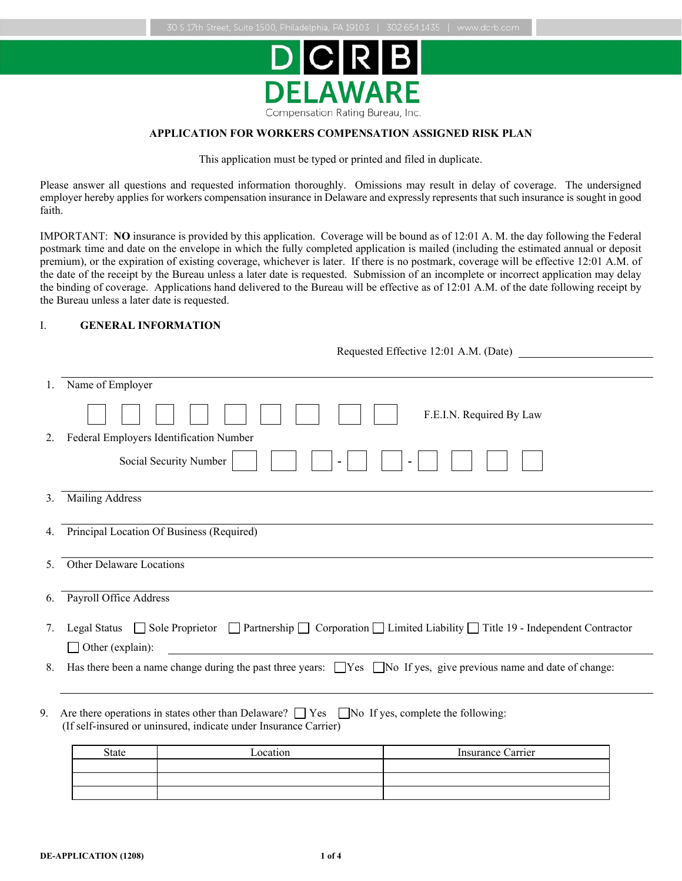30 S 17th Street, Suite 1500, Philadelphia, PA 19103 | 302.654.1435 | www.dcrb.com

DCRB
DELAWARE
Compensation Rating Bureau, Inc.

## APPLICATION FOR WORKERS COMPENSATION ASSIGNED RISK PLAN

This application must be typed or printed and filed in duplicate.

Please answer all questions and requested information thoroughly. Omissions may result in delay of coverage. The undersigned employer hereby applies for workers compensation insurance in Delaware and expressly represents that such insurance is sought in good faith.

IMPORTANT: **NO** insurance is provided by this application. Coverage will be bound as of 12:01 A. M. the day following the Federal postmark time and date on the envelope in which the fully completed application is mailed (including the estimated annual or deposit premium), or the expiration of existing coverage, whichever is later. If there is no postmark, coverage will be effective 12:01 A.M. of the date of the receipt by the Bureau unless a later date is requested. Submission of an incomplete or incorrect application may delay the binding of coverage. Applications hand delivered to the Bureau will be effective as of 12:01 A.M. of the date following receipt by the Bureau unless a later date is requested.

### I. GENERAL INFORMATION

Requested Effective 12:01 A.M. (Date) ____________________

1. Name of Employer

☐ ☐ ☐ ☐ ☐ ☐ ☐ ☐ ☐ F.E.I.N. Required By Law

2. Federal Employers Identification Number

Social Security Number ☐ ☐ ☐ - ☐ ☐ - ☐ ☐ ☐ ☐

3. Mailing Address

4. Principal Location Of Business (Required)

5. Other Delaware Locations

6. Payroll Office Address

7. Legal Status ☐ Sole Proprietor ☐ Partnership ☐ Corporation ☐ Limited Liability ☐ Title 19 - Independent Contractor

☐ Other (explain): ____________________

8. Has there been a name change during the past three years: ☐ Yes ☐ No If yes, give previous name and date of change:

9. Are there operations in states other than Delaware? ☐ Yes ☐ No If yes, complete the following:
(If self-insured or uninsured, indicate under Insurance Carrier)

| State | Location | Insurance Carrier |
|---|---|---|
| | | |
| | | |
| | | |

DE-APPLICATION (1208)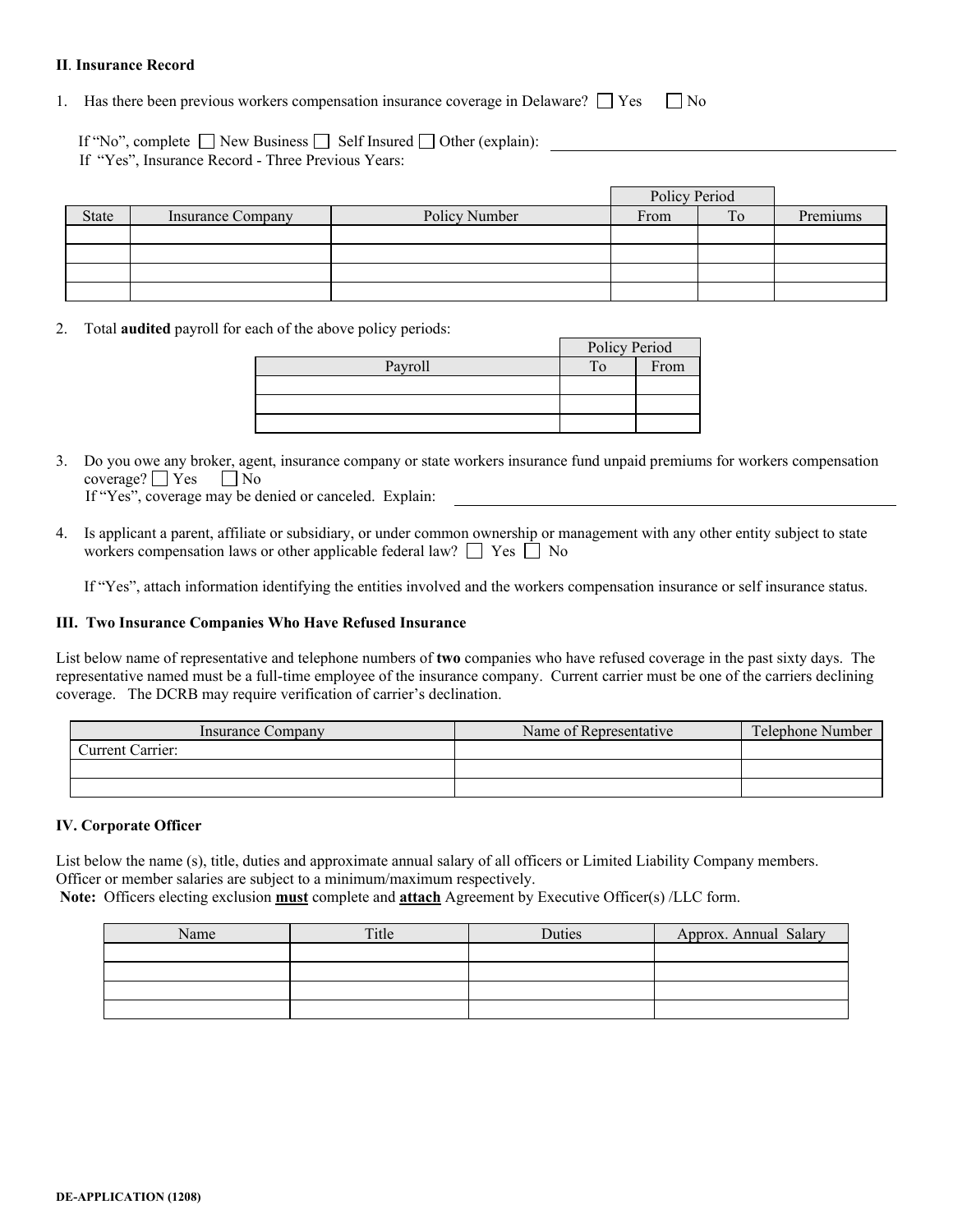## II. Insurance Record

1. Has there been previous workers compensation insurance coverage in Delaware? ☐ Yes ☐ No

   If "No", complete ☐ New Business ☐ Self Insured ☐ Other (explain): ______________________

   If "Yes", Insurance Record - Three Previous Years:

| | | | Policy Period | | |
|---|---|---|---|---|---|
| State | Insurance Company | Policy Number | From | To | Premiums |
| | | | | | |
| | | | | | |
| | | | | | |
| | | | | | |

2. Total **audited** payroll for each of the above policy periods:

| | Policy Period | |
|---|---|---|
| Payroll | To | From |
| | | |
| | | |
| | | |

3. Do you owe any broker, agent, insurance company or state workers insurance fund unpaid premiums for workers compensation coverage? ☐ Yes ☐ No

   If "Yes", coverage may be denied or canceled. Explain: ______________________

4. Is applicant a parent, affiliate or subsidiary, or under common ownership or management with any other entity subject to state workers compensation laws or other applicable federal law? ☐ Yes ☐ No

   If "Yes", attach information identifying the entities involved and the workers compensation insurance or self insurance status.

## III. Two Insurance Companies Who Have Refused Insurance

List below name of representative and telephone numbers of **two** companies who have refused coverage in the past sixty days. The representative named must be a full-time employee of the insurance company. Current carrier must be one of the carriers declining coverage. The DCRB may require verification of carrier's declination.

| Insurance Company | Name of Representative | Telephone Number |
|---|---|---|
| Current Carrier: | | |
| | | |
| | | |

## IV. Corporate Officer

List below the name (s), title, duties and approximate annual salary of all officers or Limited Liability Company members. Officer or member salaries are subject to a minimum/maximum respectively.

**Note:** Officers electing exclusion **must** complete and **attach** Agreement by Executive Officer(s) /LLC form.

| Name | Title | Duties | Approx. Annual Salary |
|---|---|---|---|
| | | | |
| | | | |
| | | | |
| | | | |

DE-APPLICATION (1208)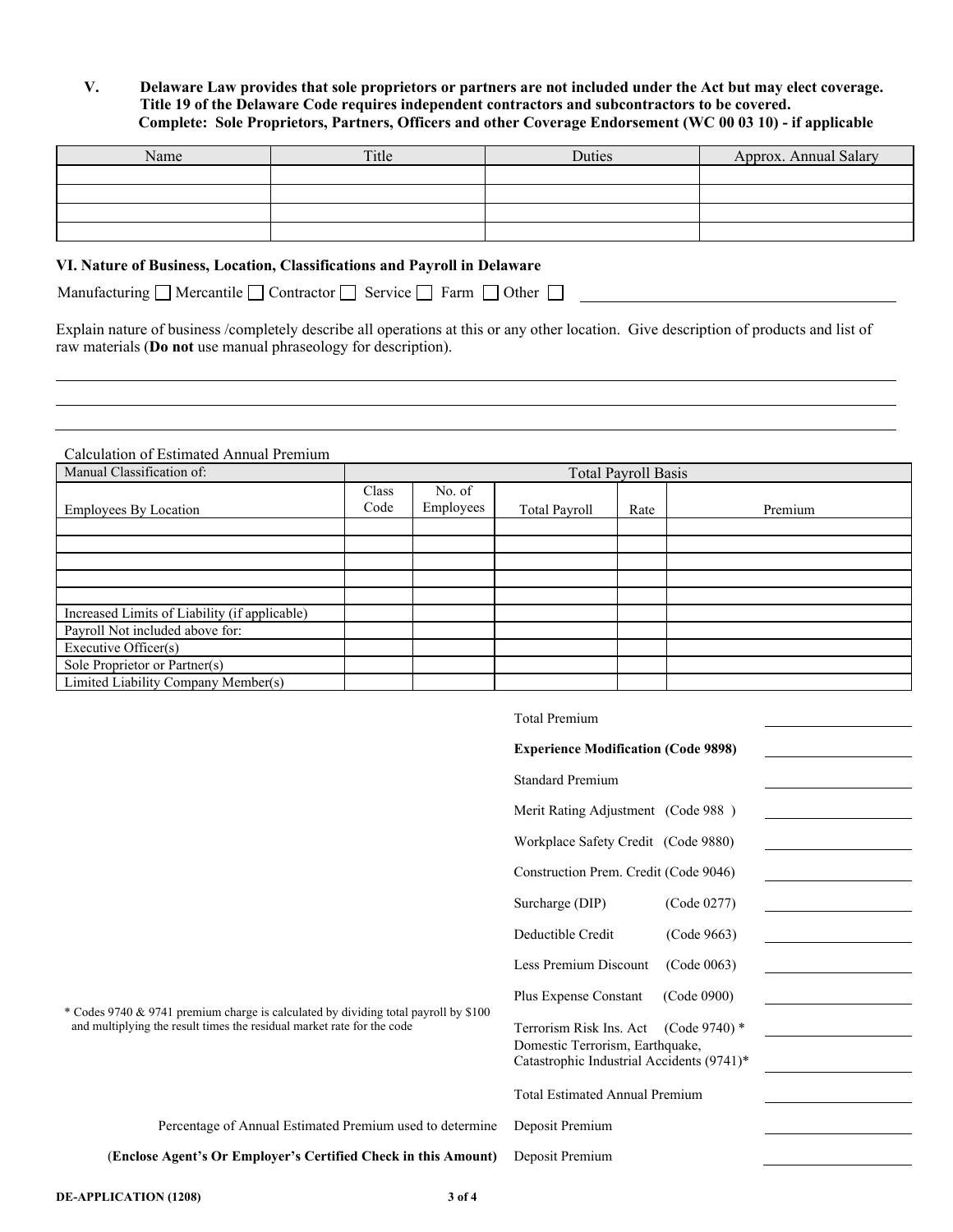**V. Delaware Law provides that sole proprietors or partners are not included under the Act but may elect coverage. Title 19 of the Delaware Code requires independent contractors and subcontractors to be covered. Complete: Sole Proprietors, Partners, Officers and other Coverage Endorsement (WC 00 03 10) - if applicable**

| Name | Title | Duties | Approx. Annual Salary |
|---|---|---|---|
| | | | |
| | | | |
| | | | |
| | | | |

### VI. Nature of Business, Location, Classifications and Payroll in Delaware

Manufacturing ☐ Mercantile ☐ Contractor ☐ Service ☐ Farm ☐ Other ☐ ______________________

Explain nature of business /completely describe all operations at this or any other location. Give description of products and list of raw materials (**Do not** use manual phraseology for description).

______________________________________________________________________

______________________________________________________________________

______________________________________________________________________

Calculation of Estimated Annual Premium

| Manual Classification of: | Total Payroll Basis | | | | |
|---|---|---|---|---|---|
| Employees By Location | Class Code | No. of Employees | Total Payroll | Rate | Premium |
| | | | | | |
| | | | | | |
| | | | | | |
| | | | | | |
| | | | | | |
| Increased Limits of Liability (if applicable) | | | | | |
| Payroll Not included above for: | | | | | |
| Executive Officer(s) | | | | | |
| Sole Proprietor or Partner(s) | | | | | |
| Limited Liability Company Member(s) | | | | | |

| | |
|---|---|
| Total Premium | ________ |
| **Experience Modification (Code 9898)** | ________ |
| Standard Premium | ________ |
| Merit Rating Adjustment (Code 988 ) | ________ |
| Workplace Safety Credit (Code 9880) | ________ |
| Construction Prem. Credit (Code 9046) | ________ |
| Surcharge (DIP) (Code 0277) | ________ |
| Deductible Credit (Code 9663) | ________ |
| Less Premium Discount (Code 0063) | ________ |
| Plus Expense Constant (Code 0900) | ________ |
| Terrorism Risk Ins. Act (Code 9740) * | ________ |
| Domestic Terrorism, Earthquake, Catastrophic Industrial Accidents (9741)* | ________ |
| Total Estimated Annual Premium | ________ |

\* Codes 9740 & 9741 premium charge is calculated by dividing total payroll by $100 and multiplying the result times the residual market rate for the code

Percentage of Annual Estimated Premium used to determine Deposit Premium ________

(**Enclose Agent's Or Employer's Certified Check in this Amount**) Deposit Premium ________

DE-APPLICATION (1208)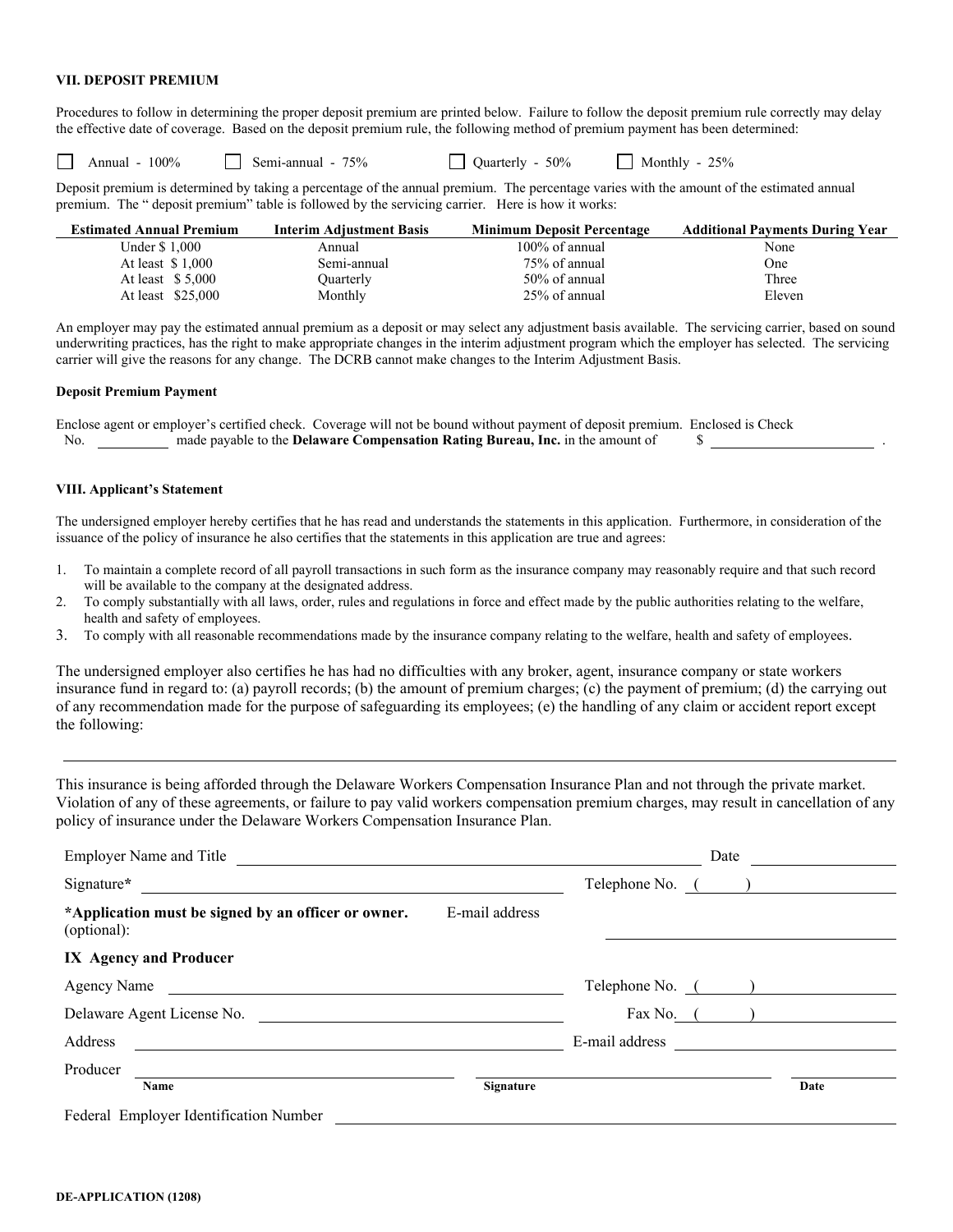### VII. DEPOSIT PREMIUM

Procedures to follow in determining the proper deposit premium are printed below. Failure to follow the deposit premium rule correctly may delay the effective date of coverage. Based on the deposit premium rule, the following method of premium payment has been determined:

☐ Annual - 100% ☐ Semi-annual - 75% ☐ Quarterly - 50% ☐ Monthly - 25%

Deposit premium is determined by taking a percentage of the annual premium. The percentage varies with the amount of the estimated annual premium. The " deposit premium" table is followed by the servicing carrier. Here is how it works:

| Estimated Annual Premium | Interim Adjustment Basis | Minimum Deposit Percentage | Additional Payments During Year |
|---|---|---|---|
| Under $ 1,000 | Annual | 100% of annual | None |
| At least $ 1,000 | Semi-annual | 75% of annual | One |
| At least $ 5,000 | Quarterly | 50% of annual | Three |
| At least $25,000 | Monthly | 25% of annual | Eleven |

An employer may pay the estimated annual premium as a deposit or may select any adjustment basis available. The servicing carrier, based on sound underwriting practices, has the right to make appropriate changes in the interim adjustment program which the employer has selected. The servicing carrier will give the reasons for any change. The DCRB cannot make changes to the Interim Adjustment Basis.

**Deposit Premium Payment**

Enclose agent or employer's certified check. Coverage will not be bound without payment of deposit premium. Enclosed is Check No. __________ made payable to the **Delaware Compensation Rating Bureau, Inc.** in the amount of $ ______________________ .

### VIII. Applicant's Statement

The undersigned employer hereby certifies that he has read and understands the statements in this application. Furthermore, in consideration of the issuance of the policy of insurance he also certifies that the statements in this application are true and agrees:

1. To maintain a complete record of all payroll transactions in such form as the insurance company may reasonably require and that such record will be available to the company at the designated address.
2. To comply substantially with all laws, order, rules and regulations in force and effect made by the public authorities relating to the welfare, health and safety of employees.
3. To comply with all reasonable recommendations made by the insurance company relating to the welfare, health and safety of employees.

The undersigned employer also certifies he has had no difficulties with any broker, agent, insurance company or state workers insurance fund in regard to: (a) payroll records; (b) the amount of premium charges; (c) the payment of premium; (d) the carrying out of any recommendation made for the purpose of safeguarding its employees; (e) the handling of any claim or accident report except the following:

______________________________________________________________________

This insurance is being afforded through the Delaware Workers Compensation Insurance Plan and not through the private market. Violation of any of these agreements, or failure to pay valid workers compensation premium charges, may result in cancellation of any policy of insurance under the Delaware Workers Compensation Insurance Plan.

Employer Name and Title ______________________________ Date ______________

Signature* ______________________________ Telephone No. ( ) ______________

**\*Application must be signed by an officer or owner.** E-mail address (optional): ______________________________

### IX Agency and Producer

Agency Name ______________________________ Telephone No. ( ) ______________

Delaware Agent License No. ______________________________ Fax No. ( ) ______________

Address ______________________________ E-mail address ______________________________

Producer ______________________________ ______________________________ ______________
**Name** **Signature** **Date**

Federal Employer Identification Number ______________________________

DE-APPLICATION (1208)